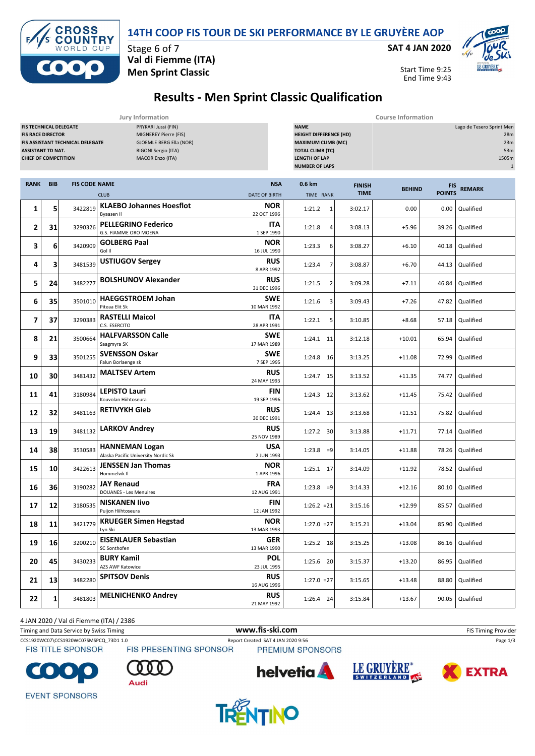# 14TH COOP FIS TOUR DE SKI PERFORMANCE BY LE GRUYÈRE AOP

Stage 6 of 7
**Val di Fiemme (ITA)**
**Men Sprint Classic**

**SAT 4 JAN 2020**

Start Time 9:25
End Time 9:43

## Results - Men Sprint Classic Qualification

| Jury Information | |
|---|---|
| FIS TECHNICAL DELEGATE | PRYKARI Jussi (FIN) |
| FIS RACE DIRECTOR | MIGNEREY Pierre (FIS) |
| FIS ASSISTANT TECHNICAL DELEGATE | GJOEMLE BERG Ella (NOR) |
| ASSISTANT TD NAT. | RIGONI Sergio (ITA) |
| CHIEF OF COMPETITION | MACOR Enzo (ITA) |

| Course Information | |
|---|---|
| NAME | Lago de Tesero Sprint Men |
| HEIGHT DIFFERENCE (HD) | 28m |
| MAXIMUM CLIMB (MC) | 23m |
| TOTAL CLIMB (TC) | 53m |
| LENGTH OF LAP | 1505m |
| NUMBER OF LAPS | 1 |

| RANK | BIB | FIS CODE | NAME / CLUB | NSA / DATE OF BIRTH | 0.6 km TIME | 0.6 km RANK | FINISH TIME | BEHIND | FIS POINTS | REMARK |
|---|---|---|---|---|---|---|---|---|---|---|
| 1 | 5 | 3422819 | **KLAEBO Johannes Hoesflot** Byaasen Il | NOR 22 OCT 1996 | 1:21.2 | 1 | 3:02.17 | 0.00 | 0.00 | Qualified |
| 2 | 31 | 3290326 | **PELLEGRINO Federico** G.S. FIAMME ORO MOENA | ITA 1 SEP 1990 | 1:21.8 | 4 | 3:08.13 | +5.96 | 39.26 | Qualified |
| 3 | 6 | 3420909 | **GOLBERG Paal** Gol Il | NOR 16 JUL 1990 | 1:23.3 | 6 | 3:08.27 | +6.10 | 40.18 | Qualified |
| 4 | 3 | 3481539 | **USTIUGOV Sergey** | RUS 8 APR 1992 | 1:23.4 | 7 | 3:08.87 | +6.70 | 44.13 | Qualified |
| 5 | 24 | 3482277 | **BOLSHUNOV Alexander** | RUS 31 DEC 1996 | 1:21.5 | 2 | 3:09.28 | +7.11 | 46.84 | Qualified |
| 6 | 35 | 3501010 | **HAEGGSTROEM Johan** Piteaa Elit Sk | SWE 10 MAR 1992 | 1:21.6 | 3 | 3:09.43 | +7.26 | 47.82 | Qualified |
| 7 | 37 | 3290383 | **RASTELLI Maicol** C.S. ESERCITO | ITA 28 APR 1991 | 1:22.1 | 5 | 3:10.85 | +8.68 | 57.18 | Qualified |
| 8 | 21 | 3500664 | **HALFVARSSON Calle** Saagmyra SK | SWE 17 MAR 1989 | 1:24.1 | 11 | 3:12.18 | +10.01 | 65.94 | Qualified |
| 9 | 33 | 3501255 | **SVENSSON Oskar** Falun Borlaenge sk | SWE 7 SEP 1995 | 1:24.8 | 16 | 3:13.25 | +11.08 | 72.99 | Qualified |
| 10 | 30 | 3481432 | **MALTSEV Artem** | RUS 24 MAY 1993 | 1:24.7 | 15 | 3:13.52 | +11.35 | 74.77 | Qualified |
| 11 | 41 | 3180984 | **LEPISTO Lauri** Kouvolan Hiihtoseura | FIN 19 SEP 1996 | 1:24.3 | 12 | 3:13.62 | +11.45 | 75.42 | Qualified |
| 12 | 32 | 3481163 | **RETIVYKH Gleb** | RUS 30 DEC 1991 | 1:24.4 | 13 | 3:13.68 | +11.51 | 75.82 | Qualified |
| 13 | 19 | 3481132 | **LARKOV Andrey** | RUS 25 NOV 1989 | 1:27.2 | 30 | 3:13.88 | +11.71 | 77.14 | Qualified |
| 14 | 38 | 3530583 | **HANNEMAN Logan** Alaska Pacific University Nordic Sk | USA 2 JUN 1993 | 1:23.8 | =9 | 3:14.05 | +11.88 | 78.26 | Qualified |
| 15 | 10 | 3422613 | **JENSSEN Jan Thomas** Hommelvik Il | NOR 1 APR 1996 | 1:25.1 | 17 | 3:14.09 | +11.92 | 78.52 | Qualified |
| 16 | 36 | 3190282 | **JAY Renaud** DOUANES - Les Menuires | FRA 12 AUG 1991 | 1:23.8 | =9 | 3:14.33 | +12.16 | 80.10 | Qualified |
| 17 | 12 | 3180535 | **NISKANEN Iivo** Puijon Hiihtoseura | FIN 12 JAN 1992 | 1:26.2 | =21 | 3:15.16 | +12.99 | 85.57 | Qualified |
| 18 | 11 | 3421779 | **KRUEGER Simen Hegstad** Lyn Ski | NOR 13 MAR 1993 | 1:27.0 | =27 | 3:15.21 | +13.04 | 85.90 | Qualified |
| 19 | 16 | 3200210 | **EISENLAUER Sebastian** SC Sonthofen | GER 13 MAR 1990 | 1:25.2 | 18 | 3:15.25 | +13.08 | 86.16 | Qualified |
| 20 | 45 | 3430233 | **BURY Kamil** AZS AWF Katowice | POL 23 JUL 1995 | 1:25.6 | 20 | 3:15.37 | +13.20 | 86.95 | Qualified |
| 21 | 13 | 3482280 | **SPITSOV Denis** | RUS 16 AUG 1996 | 1:27.0 | =27 | 3:15.65 | +13.48 | 88.80 | Qualified |
| 22 | 1 | 3481803 | **MELNICHENKO Andrey** | RUS 21 MAY 1992 | 1:26.4 | 24 | 3:15.84 | +13.67 | 90.05 | Qualified |

4 JAN 2020 / Val di Fiemme (ITA) / 2386

Timing and Data Service by Swiss Timing — www.fis-ski.com — FIS Timing Provider

CCS1920WC07\CCS1920WC07SMSPCQ_73D1 1.0 — Report Created SAT 4 JAN 2020 9:56

FIS TITLE SPONSOR — FIS PRESENTING SPONSOR — PREMIUM SPONSORS — EVENT SPONSORS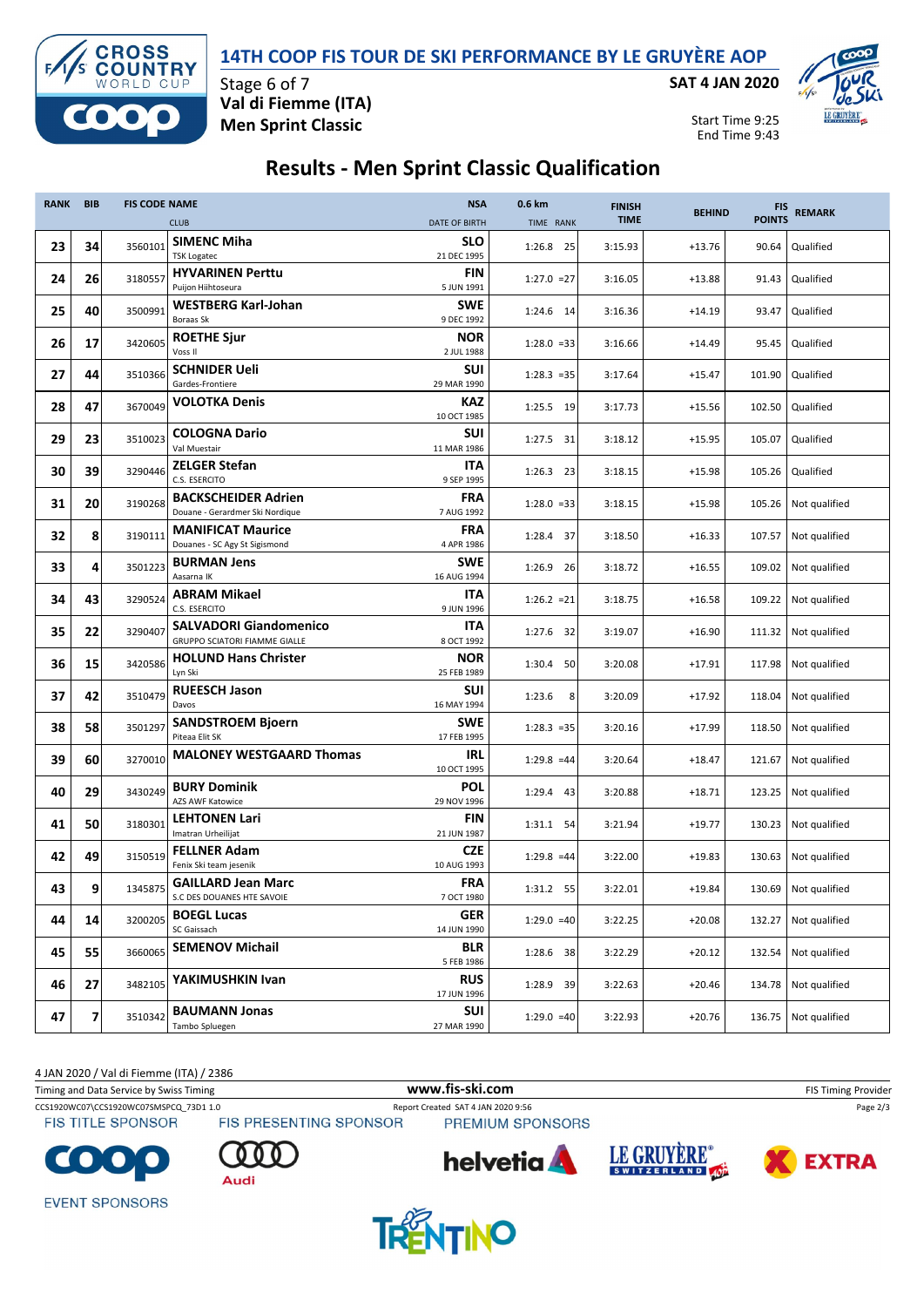# 14TH COOP FIS TOUR DE SKI PERFORMANCE BY LE GRUYÈRE AOP

Stage 6 of 7
**Val di Fiemme (ITA)**
**Men Sprint Classic**

**SAT 4 JAN 2020**

Start Time 9:25
End Time 9:43

## Results - Men Sprint Classic Qualification

| RANK | BIB | FIS CODE | NAME / CLUB | NSA / DATE OF BIRTH | 0.6 km TIME RANK | FINISH TIME | BEHIND | FIS POINTS | REMARK |
|---|---|---|---|---|---|---|---|---|---|
| 23 | 34 | 3560101 | **SIMENC Miha** TSK Logatec | **SLO** 21 DEC 1995 | 1:26.8 25 | 3:15.93 | +13.76 | 90.64 | Qualified |
| 24 | 26 | 3180557 | **HYVARINEN Perttu** Puijon Hiihtoseura | **FIN** 5 JUN 1991 | 1:27.0 =27 | 3:16.05 | +13.88 | 91.43 | Qualified |
| 25 | 40 | 3500991 | **WESTBERG Karl-Johan** Boraas Sk | **SWE** 9 DEC 1992 | 1:24.6 14 | 3:16.36 | +14.19 | 93.47 | Qualified |
| 26 | 17 | 3420605 | **ROETHE Sjur** Voss Il | **NOR** 2 JUL 1988 | 1:28.0 =33 | 3:16.66 | +14.49 | 95.45 | Qualified |
| 27 | 44 | 3510366 | **SCHNIDER Ueli** Gardes-Frontiere | **SUI** 29 MAR 1990 | 1:28.3 =35 | 3:17.64 | +15.47 | 101.90 | Qualified |
| 28 | 47 | 3670049 | **VOLOTKA Denis** | **KAZ** 10 OCT 1985 | 1:25.5 19 | 3:17.73 | +15.56 | 102.50 | Qualified |
| 29 | 23 | 3510023 | **COLOGNA Dario** Val Muestair | **SUI** 11 MAR 1986 | 1:27.5 31 | 3:18.12 | +15.95 | 105.07 | Qualified |
| 30 | 39 | 3290446 | **ZELGER Stefan** C.S. ESERCITO | **ITA** 9 SEP 1995 | 1:26.3 23 | 3:18.15 | +15.98 | 105.26 | Qualified |
| 31 | 20 | 3190268 | **BACKSCHEIDER Adrien** Douane - Gerardmer Ski Nordique | **FRA** 7 AUG 1992 | 1:28.0 =33 | 3:18.15 | +15.98 | 105.26 | Not qualified |
| 32 | 8 | 3190111 | **MANIFICAT Maurice** Douanes - SC Agy St Sigismond | **FRA** 4 APR 1986 | 1:28.4 37 | 3:18.50 | +16.33 | 107.57 | Not qualified |
| 33 | 4 | 3501223 | **BURMAN Jens** Aasarna IK | **SWE** 16 AUG 1994 | 1:26.9 26 | 3:18.72 | +16.55 | 109.02 | Not qualified |
| 34 | 43 | 3290524 | **ABRAM Mikael** C.S. ESERCITO | **ITA** 9 JUN 1996 | 1:26.2 =21 | 3:18.75 | +16.58 | 109.22 | Not qualified |
| 35 | 22 | 3290407 | **SALVADORI Giandomenico** GRUPPO SCIATORI FIAMME GIALLE | **ITA** 8 OCT 1992 | 1:27.6 32 | 3:19.07 | +16.90 | 111.32 | Not qualified |
| 36 | 15 | 3420586 | **HOLUND Hans Christer** Lyn Ski | **NOR** 25 FEB 1989 | 1:30.4 50 | 3:20.08 | +17.91 | 117.98 | Not qualified |
| 37 | 42 | 3510479 | **RUEESCH Jason** Davos | **SUI** 16 MAY 1994 | 1:23.6 8 | 3:20.09 | +17.92 | 118.04 | Not qualified |
| 38 | 58 | 3501297 | **SANDSTROEM Bjoern** Piteaa Elit SK | **SWE** 17 FEB 1995 | 1:28.3 =35 | 3:20.16 | +17.99 | 118.50 | Not qualified |
| 39 | 60 | 3270010 | **MALONEY WESTGAARD Thomas** | **IRL** 10 OCT 1995 | 1:29.8 =44 | 3:20.64 | +18.47 | 121.67 | Not qualified |
| 40 | 29 | 3430249 | **BURY Dominik** AZS AWF Katowice | **POL** 29 NOV 1996 | 1:29.4 43 | 3:20.88 | +18.71 | 123.25 | Not qualified |
| 41 | 50 | 3180301 | **LEHTONEN Lari** Imatran Urheilijat | **FIN** 21 JUN 1987 | 1:31.1 54 | 3:21.94 | +19.77 | 130.23 | Not qualified |
| 42 | 49 | 3150519 | **FELLNER Adam** Fenix Ski team jesenik | **CZE** 10 AUG 1993 | 1:29.8 =44 | 3:22.00 | +19.83 | 130.63 | Not qualified |
| 43 | 9 | 1345875 | **GAILLARD Jean Marc** S.C DES DOUANES HTE SAVOIE | **FRA** 7 OCT 1980 | 1:31.2 55 | 3:22.01 | +19.84 | 130.69 | Not qualified |
| 44 | 14 | 3200205 | **BOEGL Lucas** SC Gaissach | **GER** 14 JUN 1990 | 1:29.0 =40 | 3:22.25 | +20.08 | 132.27 | Not qualified |
| 45 | 55 | 3660065 | **SEMENOV Michail** | **BLR** 5 FEB 1986 | 1:28.6 38 | 3:22.29 | +20.12 | 132.54 | Not qualified |
| 46 | 27 | 3482105 | **YAKIMUSHKIN Ivan** | **RUS** 17 JUN 1996 | 1:28.9 39 | 3:22.63 | +20.46 | 134.78 | Not qualified |
| 47 | 7 | 3510342 | **BAUMANN Jonas** Tambo Spluegen | **SUI** 27 MAR 1990 | 1:29.0 =40 | 3:22.93 | +20.76 | 136.75 | Not qualified |

4 JAN 2020 / Val di Fiemme (ITA) / 2386

Timing and Data Service by Swiss Timing — www.fis-ski.com — FIS Timing Provider

CCS1920WC07\CCS1920WC07SMSPCQ_73D1 1.0 — Report Created SAT 4 JAN 2020 9:56

FIS TITLE SPONSOR — FIS PRESENTING SPONSOR — PREMIUM SPONSORS — EVENT SPONSORS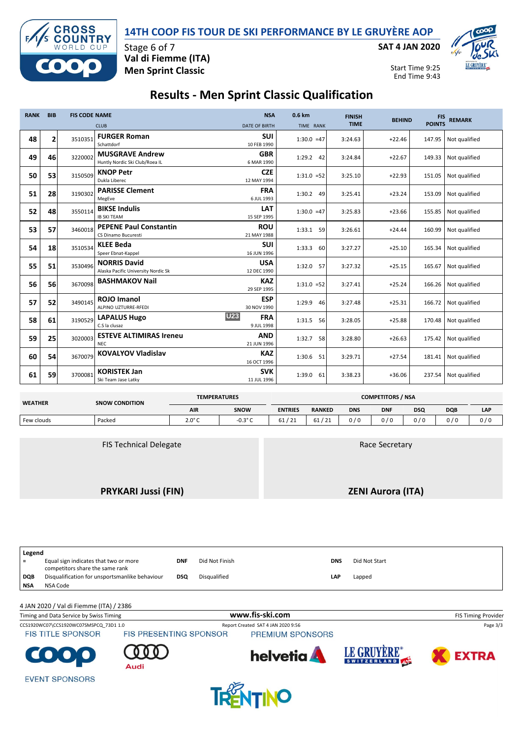# 14TH COOP FIS TOUR DE SKI PERFORMANCE BY LE GRUYÈRE AOP

Stage 6 of 7
**Val di Fiemme (ITA)**
**Men Sprint Classic**

**SAT 4 JAN 2020**

Start Time 9:25
End Time 9:43

## Results - Men Sprint Classic Qualification

| RANK | BIB | FIS CODE | NAME / CLUB | NSA / DATE OF BIRTH | 0.6 km TIME | 0.6 km RANK | FINISH TIME | BEHIND | FIS POINTS | REMARK |
|---|---|---|---|---|---|---|---|---|---|---|
| 48 | 2 | 3510351 | **FURGER Roman** Schattdorf | **SUI** 10 FEB 1990 | 1:30.0 | =47 | 3:24.63 | +22.46 | 147.95 | Not qualified |
| 49 | 46 | 3220002 | **MUSGRAVE Andrew** Huntly Nordic Ski Club/Roea IL | **GBR** 6 MAR 1990 | 1:29.2 | 42 | 3:24.84 | +22.67 | 149.33 | Not qualified |
| 50 | 53 | 3150509 | **KNOP Petr** Dukla Liberec | **CZE** 12 MAY 1994 | 1:31.0 | =52 | 3:25.10 | +22.93 | 151.05 | Not qualified |
| 51 | 28 | 3190302 | **PARISSE Clement** MegEve | **FRA** 6 JUL 1993 | 1:30.2 | 49 | 3:25.41 | +23.24 | 153.09 | Not qualified |
| 52 | 48 | 3550114 | **BIKSE Indulis** IB SKI TEAM | **LAT** 15 SEP 1995 | 1:30.0 | =47 | 3:25.83 | +23.66 | 155.85 | Not qualified |
| 53 | 57 | 3460018 | **PEPENE Paul Constantin** CS Dinamo Bucuresti | **ROU** 21 MAY 1988 | 1:33.1 | 59 | 3:26.61 | +24.44 | 160.99 | Not qualified |
| 54 | 18 | 3510534 | **KLEE Beda** Speer Ebnat-Kappel | **SUI** 16 JUN 1996 | 1:33.3 | 60 | 3:27.27 | +25.10 | 165.34 | Not qualified |
| 55 | 51 | 3530496 | **NORRIS David** Alaska Pacific University Nordic Sk | **USA** 12 DEC 1990 | 1:32.0 | 57 | 3:27.32 | +25.15 | 165.67 | Not qualified |
| 56 | 56 | 3670098 | **BASHMAKOV Nail** | **KAZ** 29 SEP 1995 | 1:31.0 | =52 | 3:27.41 | +25.24 | 166.26 | Not qualified |
| 57 | 52 | 3490145 | **ROJO Imanol** ALPINO UZTURRE-RFEDI | **ESP** 30 NOV 1990 | 1:29.9 | 46 | 3:27.48 | +25.31 | 166.72 | Not qualified |
| 58 | 61 | 3190529 | **LAPALUS Hugo** C.S la clusaz (U23) | **FRA** 9 JUL 1998 | 1:31.5 | 56 | 3:28.05 | +25.88 | 170.48 | Not qualified |
| 59 | 25 | 3020003 | **ESTEVE ALTIMIRAS Ireneu** NEC | **AND** 21 JUN 1996 | 1:32.7 | 58 | 3:28.80 | +26.63 | 175.42 | Not qualified |
| 60 | 54 | 3670079 | **KOVALYOV Vladislav** | **KAZ** 16 OCT 1996 | 1:30.6 | 51 | 3:29.71 | +27.54 | 181.41 | Not qualified |
| 61 | 59 | 3700081 | **KORISTEK Jan** Ski Team Jase Latky | **SVK** 11 JUL 1996 | 1:39.0 | 61 | 3:38.23 | +36.06 | 237.54 | Not qualified |

| WEATHER | SNOW CONDITION | TEMPERATURES | | COMPETITORS / NSA | | | | | | |
|---|---|---|---|---|---|---|---|---|---|---|
| | | AIR | SNOW | ENTRIES | RANKED | DNS | DNF | DSQ | DQB | LAP |
| Few clouds | Packed | 2.0° C | -0.3° C | 61 / 21 | 61 / 21 | 0 / 0 | 0 / 0 | 0 / 0 | 0 / 0 | 0 / 0 |

| FIS Technical Delegate | Race Secretary |
|---|---|
| **PRYKARI Jussi (FIN)** | **ZENI Aurora (ITA)** |

**Legend**

| | | | | | |
|---|---|---|---|---|---|
| = | Equal sign indicates that two or more competitors share the same rank | DNF | Did Not Finish | DNS | Did Not Start |
| DQB | Disqualification for unsportsmanlike behaviour | DSQ | Disqualified | LAP | Lapped |
| NSA | NSA Code | | | | |

4 JAN 2020 / Val di Fiemme (ITA) / 2386

Timing and Data Service by Swiss Timing — www.fis-ski.com — FIS Timing Provider

CCS1920WC07\CCS1920WC07SMSPCQ_73D1 1.0 — Report Created SAT 4 JAN 2020 9:56

FIS TITLE SPONSOR — FIS PRESENTING SPONSOR — PREMIUM SPONSORS

EVENT SPONSORS